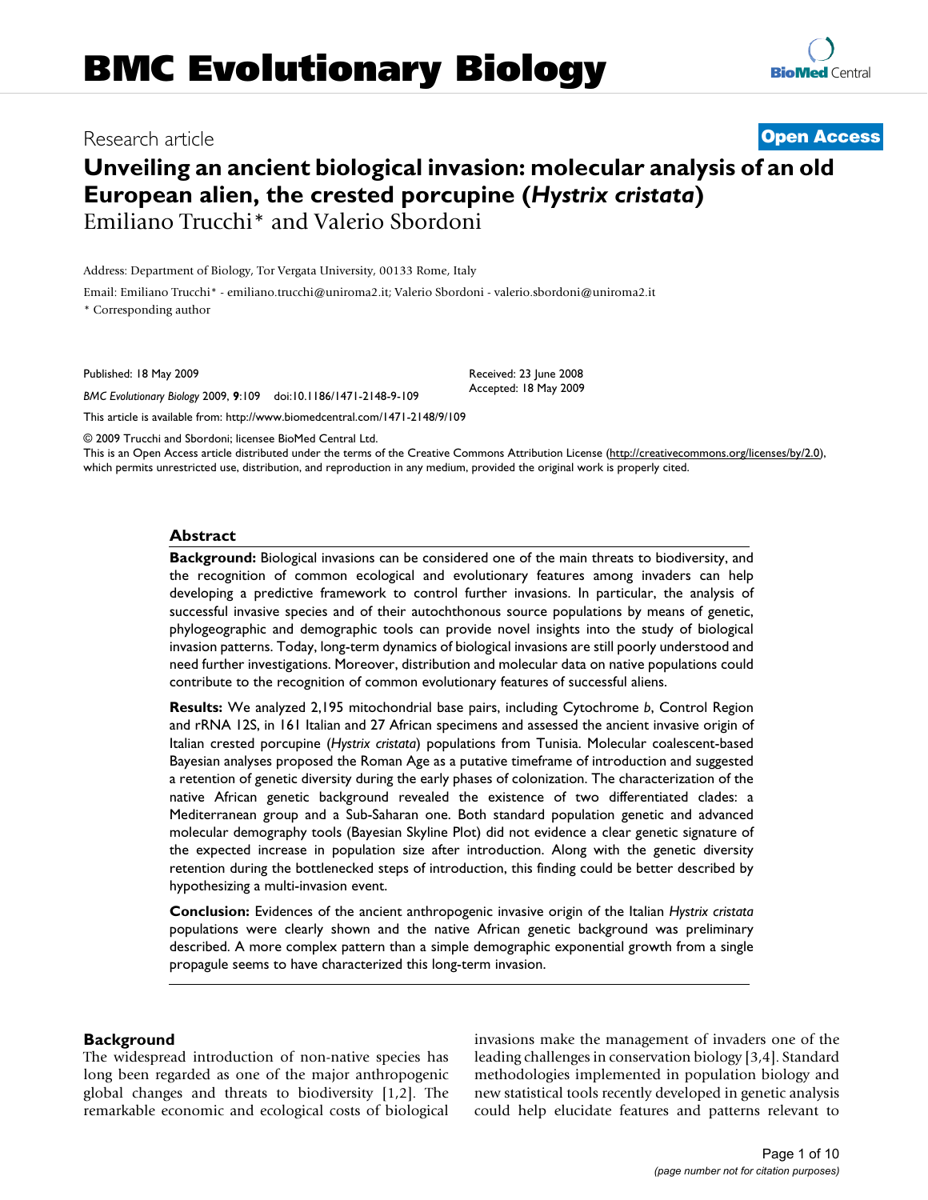# BMC Evolutionary Biology

Research article

**Open Access**

# Unveiling an ancient biological invasion: molecular analysis of an old European alien, the crested porcupine (*Hystrix cristata*)

Emiliano Trucchi* and Valerio Sbordoni

Address: Department of Biology, Tor Vergata University, 00133 Rome, Italy

Email: Emiliano Trucchi* - emiliano.trucchi@uniroma2.it; Valerio Sbordoni - valerio.sbordoni@uniroma2.it

* Corresponding author

Published: 18 May 2009

*BMC Evolutionary Biology* 2009, **9**:109 doi:10.1186/1471-2148-9-109

Received: 23 June 2008
Accepted: 18 May 2009

This article is available from: http://www.biomedcentral.com/1471-2148/9/109

© 2009 Trucchi and Sbordoni; licensee BioMed Central Ltd.
This is an Open Access article distributed under the terms of the Creative Commons Attribution License (http://creativecommons.org/licenses/by/2.0), which permits unrestricted use, distribution, and reproduction in any medium, provided the original work is properly cited.

## Abstract

**Background:** Biological invasions can be considered one of the main threats to biodiversity, and the recognition of common ecological and evolutionary features among invaders can help developing a predictive framework to control further invasions. In particular, the analysis of successful invasive species and of their autochthonous source populations by means of genetic, phylogeographic and demographic tools can provide novel insights into the study of biological invasion patterns. Today, long-term dynamics of biological invasions are still poorly understood and need further investigations. Moreover, distribution and molecular data on native populations could contribute to the recognition of common evolutionary features of successful aliens.

**Results:** We analyzed 2,195 mitochondrial base pairs, including Cytochrome *b*, Control Region and rRNA 12S, in 161 Italian and 27 African specimens and assessed the ancient invasive origin of Italian crested porcupine (*Hystrix cristata*) populations from Tunisia. Molecular coalescent-based Bayesian analyses proposed the Roman Age as a putative timeframe of introduction and suggested a retention of genetic diversity during the early phases of colonization. The characterization of the native African genetic background revealed the existence of two differentiated clades: a Mediterranean group and a Sub-Saharan one. Both standard population genetic and advanced molecular demography tools (Bayesian Skyline Plot) did not evidence a clear genetic signature of the expected increase in population size after introduction. Along with the genetic diversity retention during the bottlenecked steps of introduction, this finding could be better described by hypothesizing a multi-invasion event.

**Conclusion:** Evidences of the ancient anthropogenic invasive origin of the Italian *Hystrix cristata* populations were clearly shown and the native African genetic background was preliminary described. A more complex pattern than a simple demographic exponential growth from a single propagule seems to have characterized this long-term invasion.

## Background

The widespread introduction of non-native species has long been regarded as one of the major anthropogenic global changes and threats to biodiversity [1,2]. The remarkable economic and ecological costs of biological invasions make the management of invaders one of the leading challenges in conservation biology [3,4]. Standard methodologies implemented in population biology and new statistical tools recently developed in genetic analysis could help elucidate features and patterns relevant to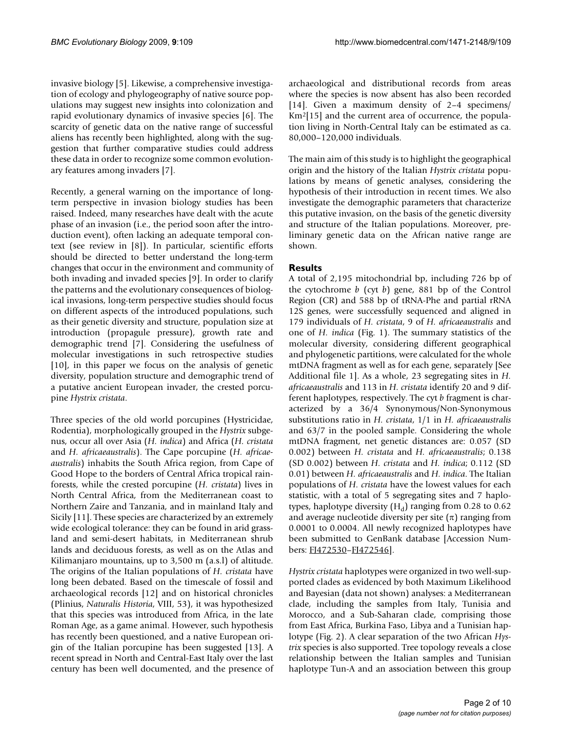invasive biology [5]. Likewise, a comprehensive investigation of ecology and phylogeography of native source populations may suggest new insights into colonization and rapid evolutionary dynamics of invasive species [6]. The scarcity of genetic data on the native range of successful aliens has recently been highlighted, along with the suggestion that further comparative studies could address these data in order to recognize some common evolutionary features among invaders [7].

Recently, a general warning on the importance of long-term perspective in invasion biology studies has been raised. Indeed, many researches have dealt with the acute phase of an invasion (i.e., the period soon after the introduction event), often lacking an adequate temporal context (see review in [8]). In particular, scientific efforts should be directed to better understand the long-term changes that occur in the environment and community of both invading and invaded species [9]. In order to clarify the patterns and the evolutionary consequences of biological invasions, long-term perspective studies should focus on different aspects of the introduced populations, such as their genetic diversity and structure, population size at introduction (propagule pressure), growth rate and demographic trend [7]. Considering the usefulness of molecular investigations in such retrospective studies [10], in this paper we focus on the analysis of genetic diversity, population structure and demographic trend of a putative ancient European invader, the crested porcupine *Hystrix cristata*.

Three species of the old world porcupines (Hystricidae, Rodentia), morphologically grouped in the *Hystrix* subgenus, occur all over Asia (*H. indica*) and Africa (*H. cristata* and *H. africaeaustralis*). The Cape porcupine (*H. africaeaustralis*) inhabits the South Africa region, from Cape of Good Hope to the borders of Central Africa tropical rainforests, while the crested porcupine (*H. cristata*) lives in North Central Africa, from the Mediterranean coast to Northern Zaire and Tanzania, and in mainland Italy and Sicily [11]. These species are characterized by an extremely wide ecological tolerance: they can be found in arid grassland and semi-desert habitats, in Mediterranean shrub lands and deciduous forests, as well as on the Atlas and Kilimanjaro mountains, up to 3,500 m (a.s.l) of altitude. The origins of the Italian populations of *H. cristata* have long been debated. Based on the timescale of fossil and archaeological records [12] and on historical chronicles (Plinius, *Naturalis Historia*, VIII, 53), it was hypothesized that this species was introduced from Africa, in the late Roman Age, as a game animal. However, such hypothesis has recently been questioned, and a native European origin of the Italian porcupine has been suggested [13]. A recent spread in North and Central-East Italy over the last century has been well documented, and the presence of archaeological and distributional records from areas where the species is now absent has also been recorded [14]. Given a maximum density of 2–4 specimens/Km$^2$[15] and the current area of occurrence, the population living in North-Central Italy can be estimated as ca. 80,000–120,000 individuals.

The main aim of this study is to highlight the geographical origin and the history of the Italian *Hystrix cristata* populations by means of genetic analyses, considering the hypothesis of their introduction in recent times. We also investigate the demographic parameters that characterize this putative invasion, on the basis of the genetic diversity and structure of the Italian populations. Moreover, preliminary genetic data on the African native range are shown.

## Results

A total of 2,195 mitochondrial bp, including 726 bp of the cytochrome *b* (cyt *b*) gene, 881 bp of the Control Region (CR) and 588 bp of tRNA-Phe and partial rRNA 12S genes, were successfully sequenced and aligned in 179 individuals of *H. cristata*, 9 of *H. africaeaustralis* and one of *H. indica* (Fig. 1). The summary statistics of the molecular diversity, considering different geographical and phylogenetic partitions, were calculated for the whole mtDNA fragment as well as for each gene, separately [See Additional file 1]. As a whole, 23 segregating sites in *H. africaeaustralis* and 113 in *H. cristata* identify 20 and 9 different haplotypes, respectively. The cyt *b* fragment is characterized by a 36/4 Synonymous/Non-Synonymous substitutions ratio in *H. cristata*, 1/1 in *H. africaeaustralis* and 63/7 in the pooled sample. Considering the whole mtDNA fragment, net genetic distances are: 0.057 (SD 0.002) between *H. cristata* and *H. africaeaustralis*; 0.138 (SD 0.002) between *H. cristata* and *H. indica*; 0.112 (SD 0.01) between *H. africaeaustralis* and *H. indica*. The Italian populations of *H. cristata* have the lowest values for each statistic, with a total of 5 segregating sites and 7 haplotypes, haplotype diversity ($H_d$) ranging from 0.28 to 0.62 and average nucleotide diversity per site ($\pi$) ranging from 0.0001 to 0.0004. All newly recognized haplotypes have been submitted to GenBank database [Accession Numbers: FJ472530–FJ472546].

*Hystrix cristata* haplotypes were organized in two well-supported clades as evidenced by both Maximum Likelihood and Bayesian (data not shown) analyses: a Mediterranean clade, including the samples from Italy, Tunisia and Morocco, and a Sub-Saharan clade, comprising those from East Africa, Burkina Faso, Libya and a Tunisian haplotype (Fig. 2). A clear separation of the two African *Hystrix* species is also supported. Tree topology reveals a close relationship between the Italian samples and Tunisian haplotype Tun-A and an association between this group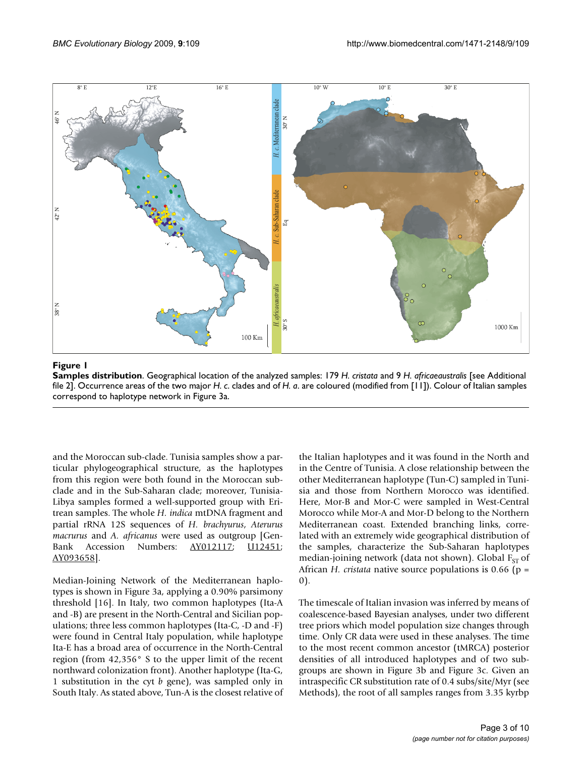**Figure 1**

**Samples distribution**. Geographical location of the analyzed samples: 179 *H. cristata* and 9 *H. africaeaustralis* [see Additional file 2]. Occurrence areas of the two major *H. c.* clades and of *H. a.* are coloured (modified from [11]). Colour of Italian samples correspond to haplotype network in Figure 3a.

and the Moroccan sub-clade. Tunisia samples show a particular phylogeographical structure, as the haplotypes from this region were both found in the Moroccan sub-clade and in the Sub-Saharan clade; moreover, Tunisia-Libya samples formed a well-supported group with Eritrean samples. The whole *H. indica* mtDNA fragment and partial rRNA 12S sequences of *H. brachyurus*, *Aterurus macrurus* and *A. africanus* were used as outgroup [GenBank Accession Numbers: AY012117; U12451; AY093658].

Median-Joining Network of the Mediterranean haplotypes is shown in Figure 3a, applying a 0.90% parsimony threshold [16]. In Italy, two common haplotypes (Ita-A and -B) are present in the North-Central and Sicilian populations; three less common haplotypes (Ita-C, -D and -F) were found in Central Italy population, while haplotype Ita-E has a broad area of occurrence in the North-Central region (from 42,356° S to the upper limit of the recent northward colonization front). Another haplotype (Ita-G, 1 substitution in the cyt *b* gene), was sampled only in South Italy. As stated above, Tun-A is the closest relative of the Italian haplotypes and it was found in the North and in the Centre of Tunisia. A close relationship between the other Mediterranean haplotype (Tun-C) sampled in Tunisia and those from Northern Morocco was identified. Here, Mor-B and Mor-C were sampled in West-Central Morocco while Mor-A and Mor-D belong to the Northern Mediterranean coast. Extended branching links, correlated with an extremely wide geographical distribution of the samples, characterize the Sub-Saharan haplotypes median-joining network (data not shown). Global $F_{ST}$ of African *H. cristata* native source populations is 0.66 ($p = 0$).

The timescale of Italian invasion was inferred by means of coalescence-based Bayesian analyses, under two different tree priors which model population size changes through time. Only CR data were used in these analyses. The time to the most recent common ancestor (tMRCA) posterior densities of all introduced haplotypes and of two subgroups are shown in Figure 3b and Figure 3c. Given an intraspecific CR substitution rate of 0.4 subs/site/Myr (see Methods), the root of all samples ranges from 3.35 kyrbp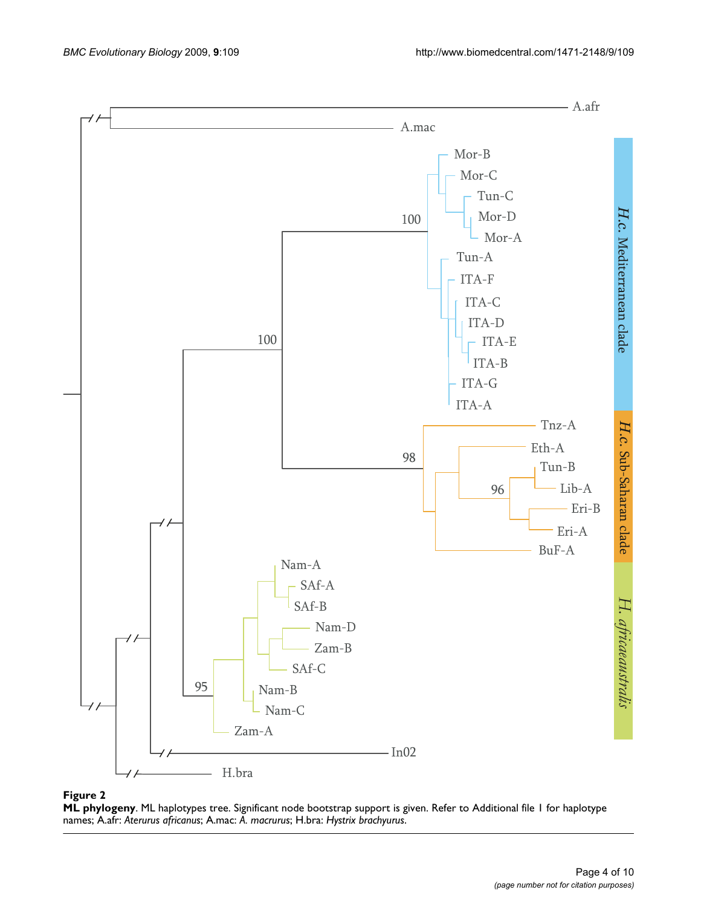**Figure 2**

**ML phylogeny**. ML haplotypes tree. Significant node bootstrap support is given. Refer to Additional file 1 for haplotype names; A.afr: *Aterurus africanus*; A.mac: *A. macrurus*; H.bra: *Hystrix brachyurus*.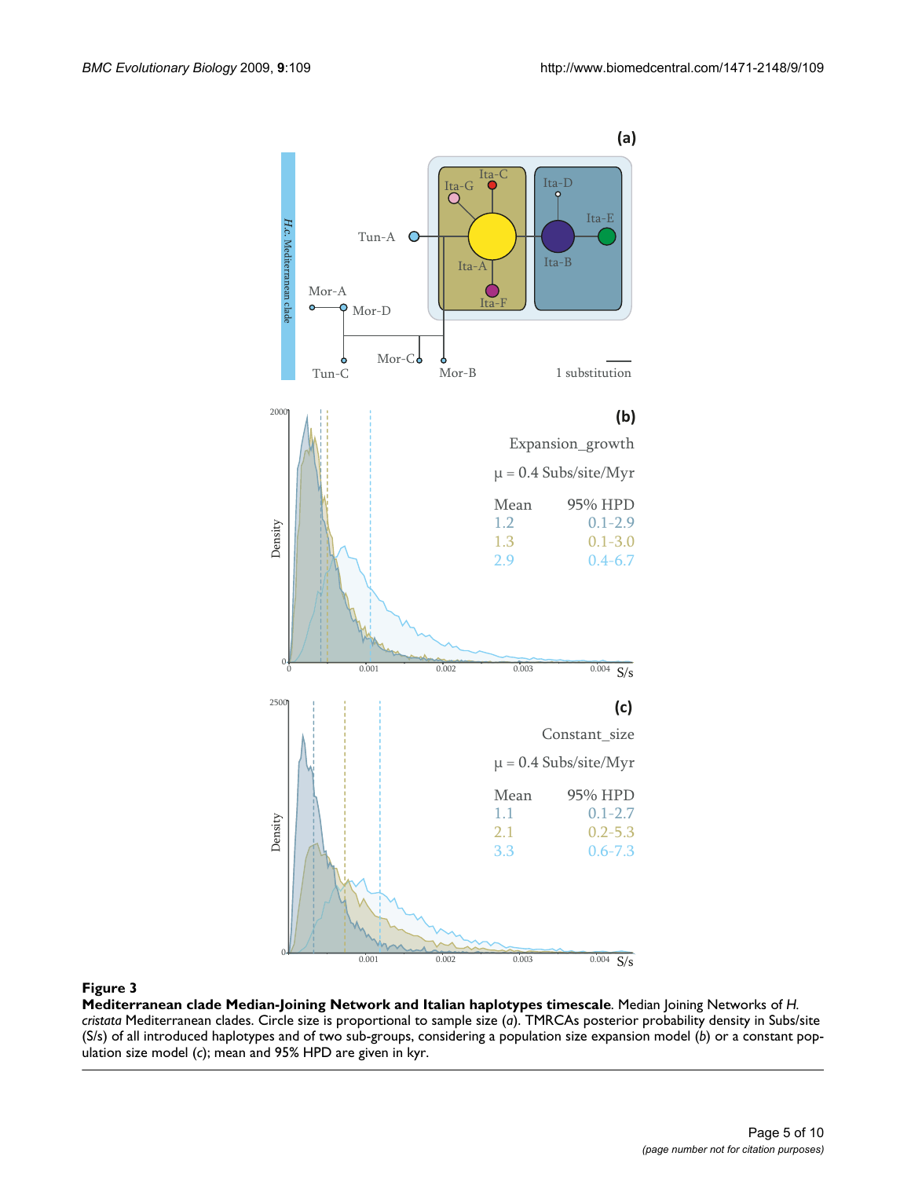**Figure 3**

**Mediterranean clade Median-Joining Network and Italian haplotypes timescale**. Median Joining Networks of *H. cristata* Mediterranean clades. Circle size is proportional to sample size (*a*). TMRCAs posterior probability density in Subs/site (S/s) of all introduced haplotypes and of two sub-groups, considering a population size expansion model (*b*) or a constant population size model (*c*); mean and 95% HPD are given in kyr.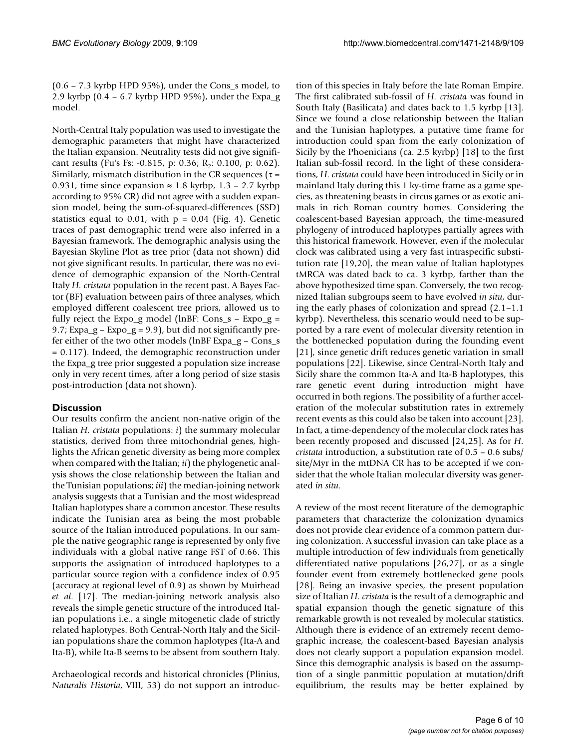(0.6 – 7.3 kyrbp HPD 95%), under the Cons_s model, to 2.9 kyrbp (0.4 – 6.7 kyrbp HPD 95%), under the Expa_g model.

North-Central Italy population was used to investigate the demographic parameters that might have characterized the Italian expansion. Neutrality tests did not give significant results (Fu's Fs: -0.815, p: 0.36; $R_2$: 0.100, p: 0.62). Similarly, mismatch distribution in the CR sequences ($\tau$ = 0.931, time since expansion ≈ 1.8 kyrbp, 1.3 – 2.7 kyrbp according to 95% CR) did not agree with a sudden expansion model, being the sum-of-squared-differences (SSD) statistics equal to 0.01, with p = 0.04 (Fig. 4). Genetic traces of past demographic trend were also inferred in a Bayesian framework. The demographic analysis using the Bayesian Skyline Plot as tree prior (data not shown) did not give significant results. In particular, there was no evidence of demographic expansion of the North-Central Italy *H. cristata* population in the recent past. A Bayes Factor (BF) evaluation between pairs of three analyses, which employed different coalescent tree priors, allowed us to fully reject the Expo_g model (lnBF: Cons_s – Expo_g = 9.7; Expa_g – Expo_g = 9.9), but did not significantly prefer either of the two other models (lnBF Expa_g – Cons_s = 0.117). Indeed, the demographic reconstruction under the Expa_g tree prior suggested a population size increase only in very recent times, after a long period of size stasis post-introduction (data not shown).

## Discussion

Our results confirm the ancient non-native origin of the Italian *H. cristata* populations: *i*) the summary molecular statistics, derived from three mitochondrial genes, highlights the African genetic diversity as being more complex when compared with the Italian; *ii*) the phylogenetic analysis shows the close relationship between the Italian and the Tunisian populations; *iii*) the median-joining network analysis suggests that a Tunisian and the most widespread Italian haplotypes share a common ancestor. These results indicate the Tunisian area as being the most probable source of the Italian introduced populations. In our sample the native geographic range is represented by only five individuals with a global native range FST of 0.66. This supports the assignation of introduced haplotypes to a particular source region with a confidence index of 0.95 (accuracy at regional level of 0.9) as shown by Muirhead *et al*. [17]. The median-joining network analysis also reveals the simple genetic structure of the introduced Italian populations i.e., a single mitogenetic clade of strictly related haplotypes. Both Central-North Italy and the Sicilian populations share the common haplotypes (Ita-A and Ita-B), while Ita-B seems to be absent from southern Italy.

Archaeological records and historical chronicles (Plinius, *Naturalis Historia*, VIII, 53) do not support an introduction of this species in Italy before the late Roman Empire. The first calibrated sub-fossil of *H. cristata* was found in South Italy (Basilicata) and dates back to 1.5 kyrbp [13]. Since we found a close relationship between the Italian and the Tunisian haplotypes, a putative time frame for introduction could span from the early colonization of Sicily by the Phoenicians (ca. 2.5 kyrbp) [18] to the first Italian sub-fossil record. In the light of these considerations, *H. cristata* could have been introduced in Sicily or in mainland Italy during this 1 ky-time frame as a game species, as threatening beasts in circus games or as exotic animals in rich Roman country homes. Considering the coalescent-based Bayesian approach, the time-measured phylogeny of introduced haplotypes partially agrees with this historical framework. However, even if the molecular clock was calibrated using a very fast intraspecific substitution rate [19,20], the mean value of Italian haplotypes tMRCA was dated back to ca. 3 kyrbp, farther than the above hypothesized time span. Conversely, the two recognized Italian subgroups seem to have evolved *in situ*, during the early phases of colonization and spread (2.1–1.1 kyrbp). Nevertheless, this scenario would need to be supported by a rare event of molecular diversity retention in the bottlenecked population during the founding event [21], since genetic drift reduces genetic variation in small populations [22]. Likewise, since Central-North Italy and Sicily share the common Ita-A and Ita-B haplotypes, this rare genetic event during introduction might have occurred in both regions. The possibility of a further acceleration of the molecular substitution rates in extremely recent events as this could also be taken into account [23]. In fact, a time-dependency of the molecular clock rates has been recently proposed and discussed [24,25]. As for *H. cristata* introduction, a substitution rate of 0.5 – 0.6 subs/site/Myr in the mtDNA CR has to be accepted if we consider that the whole Italian molecular diversity was generated *in situ*.

A review of the most recent literature of the demographic parameters that characterize the colonization dynamics does not provide clear evidence of a common pattern during colonization. A successful invasion can take place as a multiple introduction of few individuals from genetically differentiated native populations [26,27], or as a single founder event from extremely bottlenecked gene pools [28]. Being an invasive species, the present population size of Italian *H. cristata* is the result of a demographic and spatial expansion though the genetic signature of this remarkable growth is not revealed by molecular statistics. Although there is evidence of an extremely recent demographic increase, the coalescent-based Bayesian analysis does not clearly support a population expansion model. Since this demographic analysis is based on the assumption of a single panmittic population at mutation/drift equilibrium, the results may be better explained by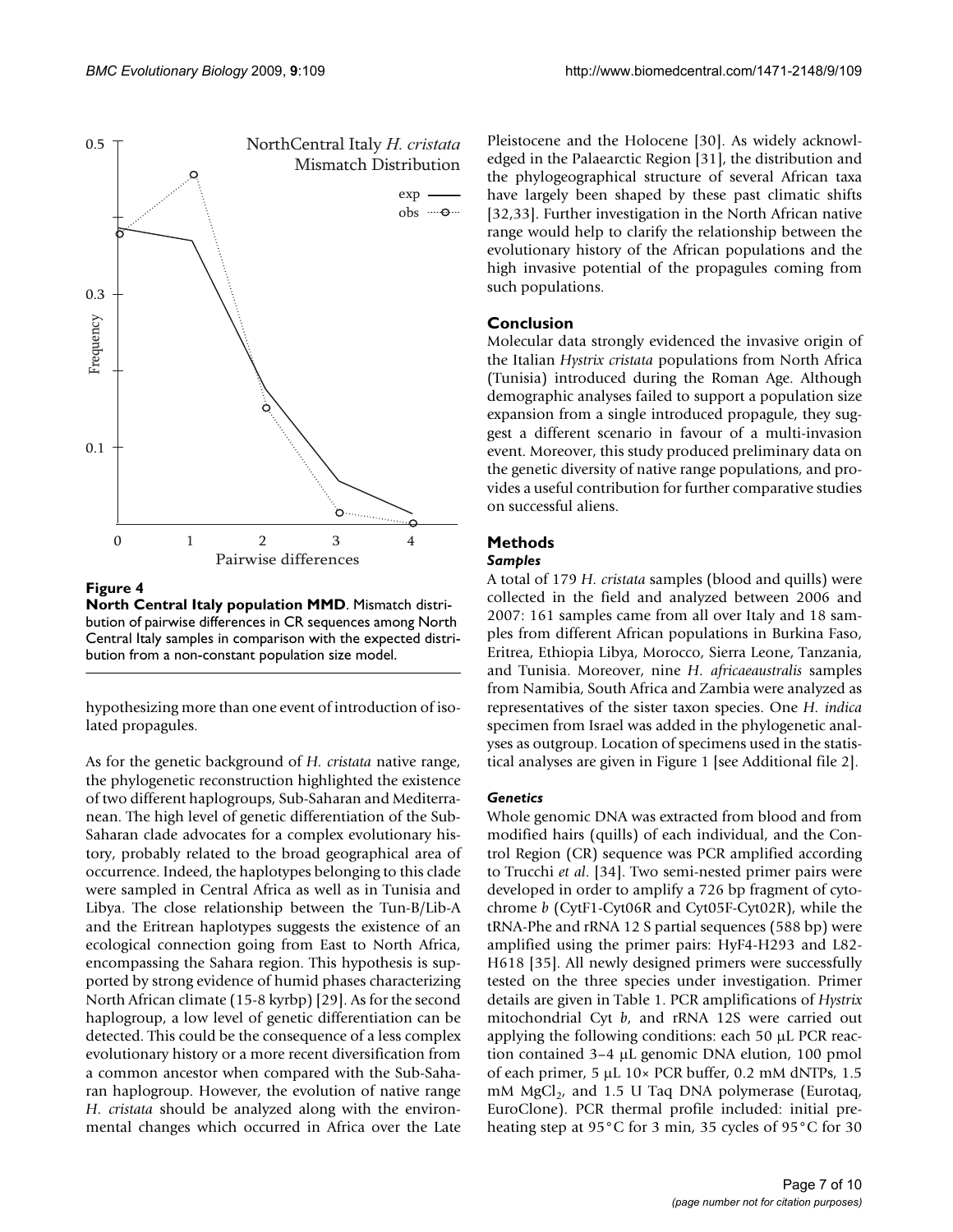**Figure 4**

**North Central Italy population MMD**. Mismatch distribution of pairwise differences in CR sequences among North Central Italy samples in comparison with the expected distribution from a non-constant population size model.

hypothesizing more than one event of introduction of isolated propagules.

As for the genetic background of *H. cristata* native range, the phylogenetic reconstruction highlighted the existence of two different haplogroups, Sub-Saharan and Mediterranean. The high level of genetic differentiation of the Sub-Saharan clade advocates for a complex evolutionary history, probably related to the broad geographical area of occurrence. Indeed, the haplotypes belonging to this clade were sampled in Central Africa as well as in Tunisia and Libya. The close relationship between the Tun-B/Lib-A and the Eritrean haplotypes suggests the existence of an ecological connection going from East to North Africa, encompassing the Sahara region. This hypothesis is supported by strong evidence of humid phases characterizing North African climate (15-8 kyrbp) [29]. As for the second haplogroup, a low level of genetic differentiation can be detected. This could be the consequence of a less complex evolutionary history or a more recent diversification from a common ancestor when compared with the Sub-Saharan haplogroup. However, the evolution of native range *H. cristata* should be analyzed along with the environmental changes which occurred in Africa over the Late Pleistocene and the Holocene [30]. As widely acknowledged in the Palaearctic Region [31], the distribution and the phylogeographical structure of several African taxa have largely been shaped by these past climatic shifts [32,33]. Further investigation in the North African native range would help to clarify the relationship between the evolutionary history of the African populations and the high invasive potential of the propagules coming from such populations.

## Conclusion

Molecular data strongly evidenced the invasive origin of the Italian *Hystrix cristata* populations from North Africa (Tunisia) introduced during the Roman Age. Although demographic analyses failed to support a population size expansion from a single introduced propagule, they suggest a different scenario in favour of a multi-invasion event. Moreover, this study produced preliminary data on the genetic diversity of native range populations, and provides a useful contribution for further comparative studies on successful aliens.

## Methods

### *Samples*

A total of 179 *H. cristata* samples (blood and quills) were collected in the field and analyzed between 2006 and 2007: 161 samples came from all over Italy and 18 samples from different African populations in Burkina Faso, Eritrea, Ethiopia Libya, Morocco, Sierra Leone, Tanzania, and Tunisia. Moreover, nine *H. africaeaustralis* samples from Namibia, South Africa and Zambia were analyzed as representatives of the sister taxon species. One *H. indica* specimen from Israel was added in the phylogenetic analyses as outgroup. Location of specimens used in the statistical analyses are given in Figure 1 [see Additional file 2].

### *Genetics*

Whole genomic DNA was extracted from blood and from modified hairs (quills) of each individual, and the Control Region (CR) sequence was PCR amplified according to Trucchi *et al*. [34]. Two semi-nested primer pairs were developed in order to amplify a 726 bp fragment of cytochrome *b* (CytF1-Cyt06R and Cyt05F-Cyt02R), while the tRNA-Phe and rRNA 12 S partial sequences (588 bp) were amplified using the primer pairs: HyF4-H293 and L82-H618 [35]. All newly designed primers were successfully tested on the three species under investigation. Primer details are given in Table 1. PCR amplifications of *Hystrix* mitochondrial Cyt *b*, and rRNA 12S were carried out applying the following conditions: each 50 μL PCR reaction contained 3–4 μL genomic DNA elution, 100 pmol of each primer, 5 μL 10× PCR buffer, 0.2 mM dNTPs, 1.5 mM $MgCl_2$, and 1.5 U Taq DNA polymerase (Eurotaq, EuroClone). PCR thermal profile included: initial preheating step at 95°C for 3 min, 35 cycles of 95°C for 30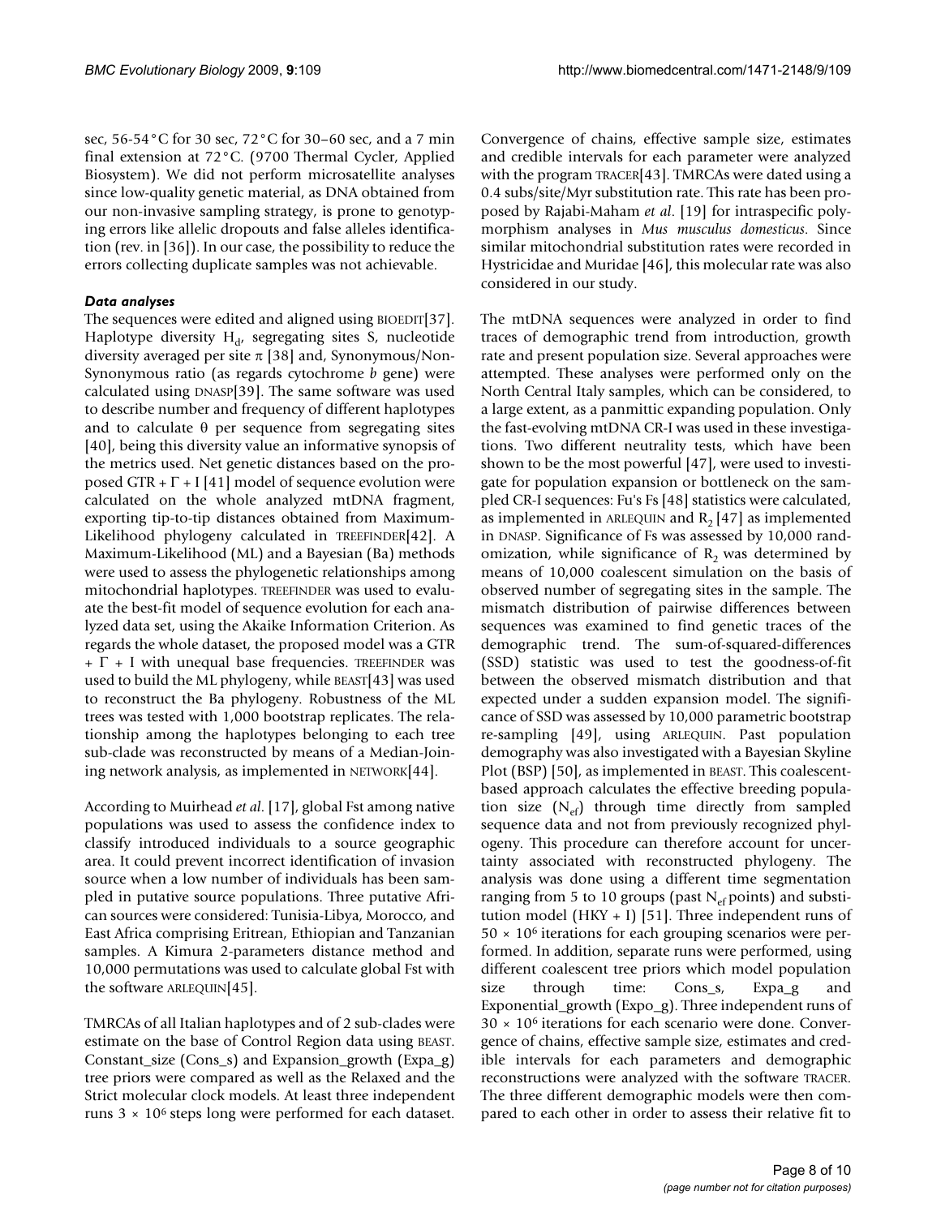sec, 56-54°C for 30 sec, 72°C for 30–60 sec, and a 7 min final extension at 72°C. (9700 Thermal Cycler, Applied Biosystem). We did not perform microsatellite analyses since low-quality genetic material, as DNA obtained from our non-invasive sampling strategy, is prone to genotyping errors like allelic dropouts and false alleles identification (rev. in [36]). In our case, the possibility to reduce the errors collecting duplicate samples was not achievable.

### *Data analyses*

The sequences were edited and aligned using BIOEDIT[37]. Haplotype diversity $H_d$, segregating sites S, nucleotide diversity averaged per site $\pi$ [38] and, Synonymous/Non-Synonymous ratio (as regards cytochrome *b* gene) were calculated using DNASP[39]. The same software was used to describe number and frequency of different haplotypes and to calculate $\theta$ per sequence from segregating sites [40], being this diversity value an informative synopsis of the metrics used. Net genetic distances based on the proposed GTR + $\Gamma$ + I [41] model of sequence evolution were calculated on the whole analyzed mtDNA fragment, exporting tip-to-tip distances obtained from Maximum-Likelihood phylogeny calculated in TREEFINDER[42]. A Maximum-Likelihood (ML) and a Bayesian (Ba) methods were used to assess the phylogenetic relationships among mitochondrial haplotypes. TREEFINDER was used to evaluate the best-fit model of sequence evolution for each analyzed data set, using the Akaike Information Criterion. As regards the whole dataset, the proposed model was a GTR + $\Gamma$ + I with unequal base frequencies. TREEFINDER was used to build the ML phylogeny, while BEAST[43] was used to reconstruct the Ba phylogeny. Robustness of the ML trees was tested with 1,000 bootstrap replicates. The relationship among the haplotypes belonging to each tree sub-clade was reconstructed by means of a Median-Joining network analysis, as implemented in NETWORK[44].

According to Muirhead *et al*. [17], global Fst among native populations was used to assess the confidence index to classify introduced individuals to a source geographic area. It could prevent incorrect identification of invasion source when a low number of individuals has been sampled in putative source populations. Three putative African sources were considered: Tunisia-Libya, Morocco, and East Africa comprising Eritrean, Ethiopian and Tanzanian samples. A Kimura 2-parameters distance method and 10,000 permutations was used to calculate global Fst with the software ARLEQUIN[45].

TMRCAs of all Italian haplotypes and of 2 sub-clades were estimate on the base of Control Region data using BEAST. Constant_size (Cons_s) and Expansion_growth (Expa_g) tree priors were compared as well as the Relaxed and the Strict molecular clock models. At least three independent runs $3 \times 10^6$ steps long were performed for each dataset. Convergence of chains, effective sample size, estimates and credible intervals for each parameter were analyzed with the program TRACER[43]. TMRCAs were dated using a 0.4 subs/site/Myr substitution rate. This rate has been proposed by Rajabi-Maham *et al*. [19] for intraspecific polymorphism analyses in *Mus musculus domesticus*. Since similar mitochondrial substitution rates were recorded in Hystricidae and Muridae [46], this molecular rate was also considered in our study.

The mtDNA sequences were analyzed in order to find traces of demographic trend from introduction, growth rate and present population size. Several approaches were attempted. These analyses were performed only on the North Central Italy samples, which can be considered, to a large extent, as a panmittic expanding population. Only the fast-evolving mtDNA CR-I was used in these investigations. Two different neutrality tests, which have been shown to be the most powerful [47], were used to investigate for population expansion or bottleneck on the sampled CR-I sequences: Fu's Fs [48] statistics were calculated, as implemented in ARLEQUIN and $R_2$ [47] as implemented in DNASP. Significance of Fs was assessed by 10,000 randomization, while significance of $R_2$ was determined by means of 10,000 coalescent simulation on the basis of observed number of segregating sites in the sample. The mismatch distribution of pairwise differences between sequences was examined to find genetic traces of the demographic trend. The sum-of-squared-differences (SSD) statistic was used to test the goodness-of-fit between the observed mismatch distribution and that expected under a sudden expansion model. The significance of SSD was assessed by 10,000 parametric bootstrap re-sampling [49], using ARLEQUIN. Past population demography was also investigated with a Bayesian Skyline Plot (BSP) [50], as implemented in BEAST. This coalescent-based approach calculates the effective breeding population size ($N_{ef}$) through time directly from sampled sequence data and not from previously recognized phylogeny. This procedure can therefore account for uncertainty associated with reconstructed phylogeny. The analysis was done using a different time segmentation ranging from 5 to 10 groups (past $N_{ef}$ points) and substitution model (HKY + I) [51]. Three independent runs of $50 \times 10^6$ iterations for each grouping scenarios were performed. In addition, separate runs were performed, using different coalescent tree priors which model population size through time: Cons_s, Expa_g and Exponential_growth (Expo_g). Three independent runs of $30 \times 10^6$ iterations for each scenario were done. Convergence of chains, effective sample size, estimates and credible intervals for each parameters and demographic reconstructions were analyzed with the software TRACER. The three different demographic models were then compared to each other in order to assess their relative fit to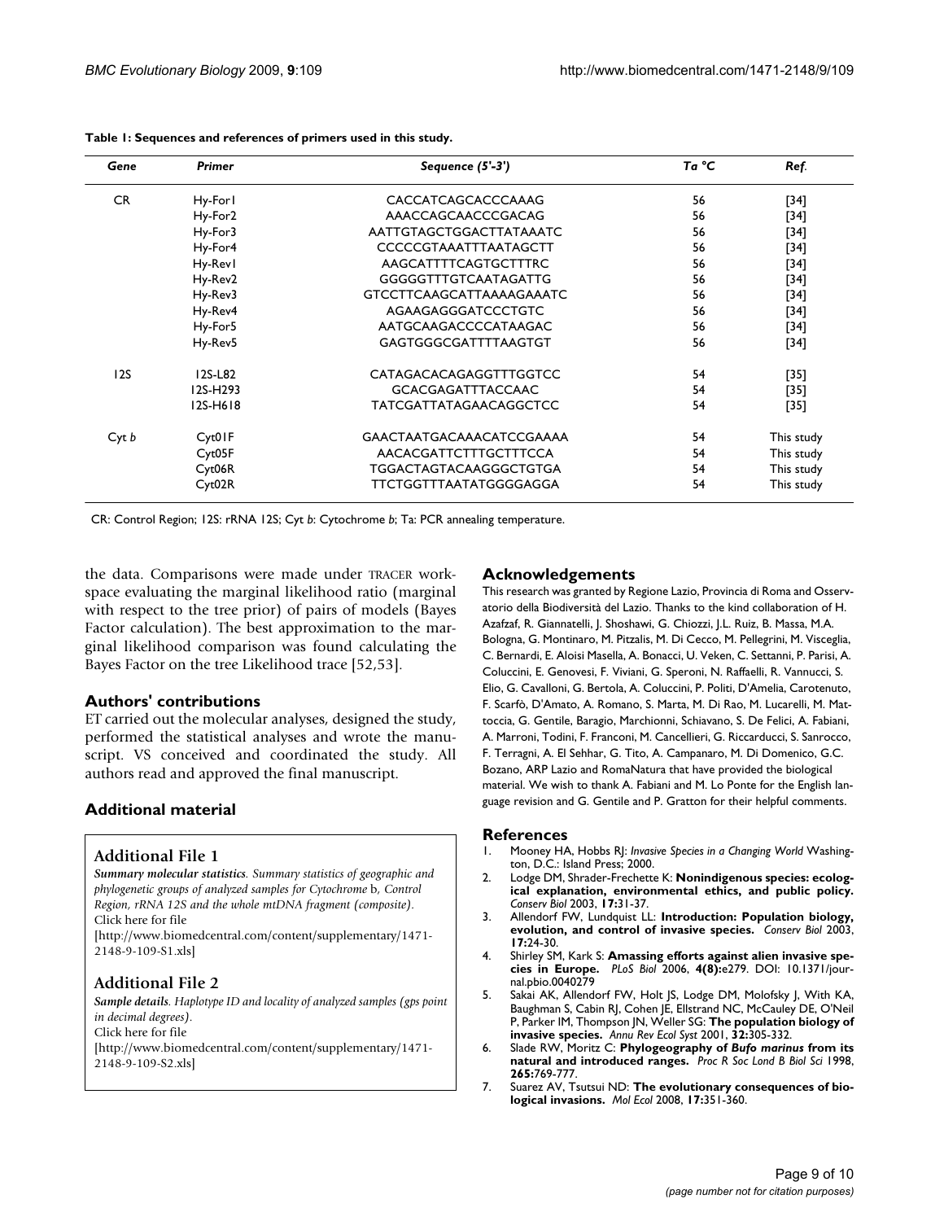**Table 1: Sequences and references of primers used in this study.**

| Gene | Primer | Sequence (5'-3') | Ta °C | Ref. |
|---|---|---|---|---|
| CR | Hy-For1 | CACCATCAGCACCCAAAG | 56 | [34] |
| | Hy-For2 | AAACCAGCAACCCGACAG | 56 | [34] |
| | Hy-For3 | AATTGTAGCTGGACTTATAAATC | 56 | [34] |
| | Hy-For4 | CCCCCGTAAATTTAATAGCTT | 56 | [34] |
| | Hy-Rev1 | AAGCATTTTCAGTGCTTTRC | 56 | [34] |
| | Hy-Rev2 | GGGGGTTTGTCAATAGATTG | 56 | [34] |
| | Hy-Rev3 | GTCCTTCAAGCATTAAAAGAAATC | 56 | [34] |
| | Hy-Rev4 | AGAAGAGGGATCCCTGTC | 56 | [34] |
| | Hy-For5 | AATGCAAGACCCCATAAGAC | 56 | [34] |
| | Hy-Rev5 | GAGTGGGCGATTTTAAGTGT | 56 | [34] |
| 12S | 12S-L82 | CATAGACACAGAGGTTTGGTCC | 54 | [35] |
| | 12S-H293 | GCACGAGATTTACCAAC | 54 | [35] |
| | 12S-H618 | TATCGATTATAGAACAGGCTCC | 54 | [35] |
| Cyt *b* | Cyt01F | GAACTAATGACAAACATCCGAAAA | 54 | This study |
| | Cyt05F | AACACGATTCTTTGCTTTCCA | 54 | This study |
| | Cyt06R | TGGACTAGTACAAGGGCTGTGA | 54 | This study |
| | Cyt02R | TTCTGGTTTAATATGGGGAGGA | 54 | This study |

CR: Control Region; 12S: rRNA 12S; Cyt *b*: Cytochrome *b*; Ta: PCR annealing temperature.

the data. Comparisons were made under TRACER workspace evaluating the marginal likelihood ratio (marginal with respect to the tree prior) of pairs of models (Bayes Factor calculation). The best approximation to the marginal likelihood comparison was found calculating the Bayes Factor on the tree Likelihood trace [52,53].

## Authors' contributions

ET carried out the molecular analyses, designed the study, performed the statistical analyses and wrote the manuscript. VS conceived and coordinated the study. All authors read and approved the final manuscript.

## Additional material

### Additional File 1

***Summary molecular statistics**. Summary statistics of geographic and phylogenetic groups of analyzed samples for Cytochrome* b*, Control Region, rRNA 12S and the whole mtDNA fragment (composite).*
Click here for file
[http://www.biomedcentral.com/content/supplementary/1471-2148-9-109-S1.xls]

### Additional File 2

***Sample details**. Haplotype ID and locality of analyzed samples (gps point in decimal degrees).*
Click here for file
[http://www.biomedcentral.com/content/supplementary/1471-2148-9-109-S2.xls]

## Acknowledgements

This research was granted by Regione Lazio, Provincia di Roma and Osservatorio della Biodiversità del Lazio. Thanks to the kind collaboration of H. Azafzaf, R. Giannatelli, J. Shoshawi, G. Chiozzi, J.L. Ruiz, B. Massa, M.A. Bologna, G. Montinaro, M. Pitzalis, M. Di Cecco, M. Pellegrini, M. Visceglia, C. Bernardi, E. Aloisi Masella, A. Bonacci, U. Veken, C. Settanni, P. Parisi, A. Coluccini, E. Genovesi, F. Viviani, G. Speroni, N. Raffaelli, R. Vannucci, S. Elio, G. Cavalloni, G. Bertola, A. Coluccini, P. Politi, D'Amelia, Carotenuto, F. Scarfò, D'Amato, A. Romano, S. Marta, M. Di Rao, M. Lucarelli, M. Mattoccia, G. Gentile, Baragio, Marchionni, Schiavano, S. De Felici, A. Fabiani, A. Marroni, Todini, F. Franconi, M. Cancellieri, G. Riccarducci, S. Sanrocco, F. Terragni, A. El Sehhar, G. Tito, A. Campanaro, M. Di Domenico, G.C. Bozano, ARP Lazio and RomaNatura that have provided the biological material. We wish to thank A. Fabiani and M. Lo Ponte for the English language revision and G. Gentile and P. Gratton for their helpful comments.

## References

1. Mooney HA, Hobbs RJ: *Invasive Species in a Changing World* Washington, D.C.: Island Press; 2000.
2. Lodge DM, Shrader-Frechette K: **Nonindigenous species: ecological explanation, environmental ethics, and public policy.** *Conserv Biol* 2003, **17:**31-37.
3. Allendorf FW, Lundquist LL: **Introduction: Population biology, evolution, and control of invasive species.** *Conserv Biol* 2003, **17:**24-30.
4. Shirley SM, Kark S: **Amassing efforts against alien invasive species in Europe.** *PLoS Biol* 2006, **4(8):**e279. DOI: 10.1371/journal.pbio.0040279
5. Sakai AK, Allendorf FW, Holt JS, Lodge DM, Molofsky J, With KA, Baughman S, Cabin RJ, Cohen JE, Ellstrand NC, McCauley DE, O'Neil P, Parker IM, Thompson JN, Weller SG: **The population biology of invasive species.** *Annu Rev Ecol Syst* 2001, **32:**305-332.
6. Slade RW, Moritz C: **Phylogeography of *Bufo marinus* from its natural and introduced ranges.** *Proc R Soc Lond B Biol Sci* 1998, **265:**769-777.
7. Suarez AV, Tsutsui ND: **The evolutionary consequences of biological invasions.** *Mol Ecol* 2008, **17:**351-360.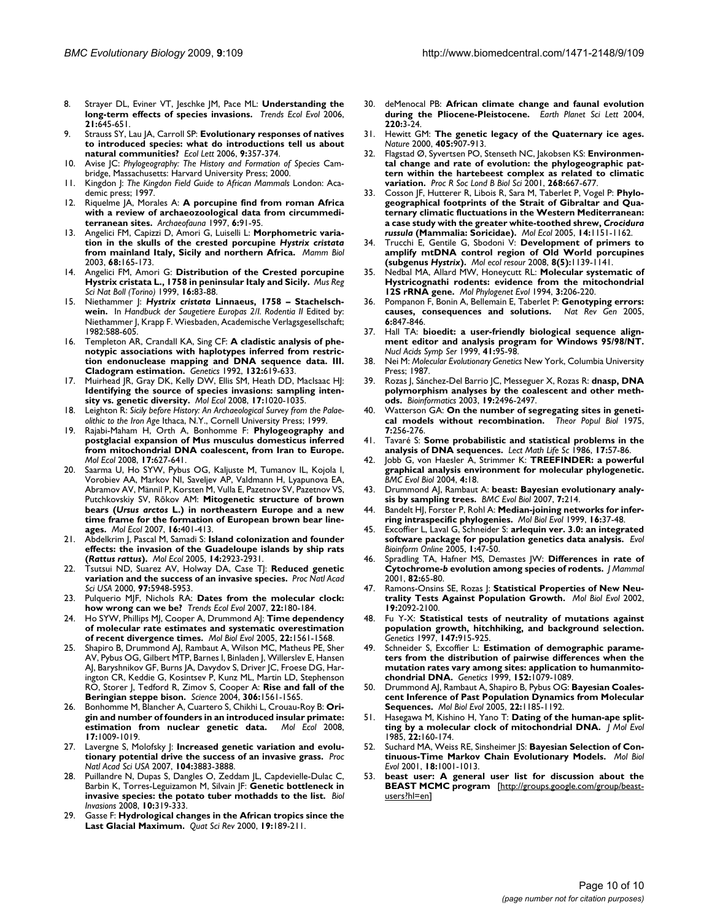8. Strayer DL, Eviner VT, Jeschke JM, Pace ML: **Understanding the long-term effects of species invasions.** *Trends Ecol Evol* 2006, **21:**645-651.
9. Strauss SY, Lau JA, Carroll SP: **Evolutionary responses of natives to introduced species: what do introductions tell us about natural communities?** *Ecol Lett* 2006, **9:**357-374.
10. Avise JC: *Phylogeography: The History and Formation of Species* Cambridge, Massachusetts: Harvard University Press; 2000.
11. Kingdon J: *The Kingdon Field Guide to African Mammals* London: Academic press; 1997.
12. Riquelme JA, Morales A: **A porcupine find from roman Africa with a review of archaeozoological data from circummediterranean sites.** *Archaeofauna* 1997, **6:**91-95.
13. Angelici FM, Capizzi D, Amori G, Luiselli L: **Morphometric variation in the skulls of the crested porcupine *Hystrix cristata* from mainland Italy, Sicily and northern Africa.** *Mamm Biol* 2003, **68:**165-173.
14. Angelici FM, Amori G: **Distribution of the Crested porcupine Hystrix cristata L., 1758 in peninsular Italy and Sicily.** *Mus Reg Sci Nat Boll (Torino)* 1999, **16:**83-88.
15. Niethammer J: ***Hystrix cristata* Linnaeus, 1758 – Stachelschwein.** In *Handbuck der Saugetiere Europas 2/I. Rodentia II* Edited by: Niethammer J, Krapp F. Wiesbaden, Academische Verlagsgesellschaft; 1982:588-605.
16. Templeton AR, Crandall KA, Sing CF: **A cladistic analysis of phenotypic associations with haplotypes inferred from restriction endonuclease mapping and DNA sequence data. III. Cladogram estimation.** *Genetics* 1992, **132:**619-633.
17. Muirhead JR, Gray DK, Kelly DW, Ellis SM, Heath DD, MacIsaac HJ: **Identifying the source of species invasions: sampling intensity vs. genetic diversity.** *Mol Ecol* 2008, **17:**1020-1035.
18. Leighton R: *Sicily before History: An Archaeological Survey from the Palaeolithic to the Iron Age* Ithaca, N.Y., Cornell University Press; 1999.
19. Rajabi-Maham H, Orth A, Bonhomme F: **Phylogeography and postglacial expansion of Mus musculus domesticus inferred from mitochondrial DNA coalescent, from Iran to Europe.** *Mol Ecol* 2008, **17:**627-641.
20. Saarma U, Ho SYW, Pybus OG, Kaljuste M, Tumanov IL, Kojola I, Vorobiev AA, Markov NI, Saveljev AP, Valdmann H, Lyapunova EA, Abramov AV, Männil P, Korsten M, Vulla E, Pazetnov SV, Pazetnov VS, Putchkovskiy SV, Rõkov AM: **Mitogenetic structure of brown bears (*Ursus arctos* L.) in northeastern Europe and a new time frame for the formation of European brown bear lineages.** *Mol Ecol* 2007, **16:**401-413.
21. Abdelkrim J, Pascal M, Samadi S: **Island colonization and founder effects: the invasion of the Guadeloupe islands by ship rats (*Rattus rattus*).** *Mol Ecol* 2005, **14:**2923-2931.
22. Tsutsui ND, Suarez AV, Holway DA, Case TJ: **Reduced genetic variation and the success of an invasive species.** *Proc Natl Acad Sci USA* 2000, **97:**5948-5953.
23. Pulquerio MJF, Nichols RA: **Dates from the molecular clock: how wrong can we be?** *Trends Ecol Evol* 2007, **22:**180-184.
24. Ho SYW, Phillips MJ, Cooper A, Drummond AJ: **Time dependency of molecular rate estimates and systematic overestimation of recent divergence times.** *Mol Biol Evol* 2005, **22:**1561-1568.
25. Shapiro B, Drummond AJ, Rambaut A, Wilson MC, Matheus PE, Sher AV, Pybus OG, Gilbert MTP, Barnes I, Binladen J, Willerslev E, Hansen AJ, Baryshnikov GF, Burns JA, Davydov S, Driver JC, Froese DG, Harington CR, Keddie G, Kosintsev P, Kunz ML, Martin LD, Stephenson RO, Storer J, Tedford R, Zimov S, Cooper A: **Rise and fall of the Beringian steppe bison.** *Science* 2004, **306:**1561-1565.
26. Bonhomme M, Blancher A, Cuartero S, Chikhi L, Crouau-Roy B: **Origin and number of founders in an introduced insular primate: estimation from nuclear genetic data.** *Mol Ecol* 2008, **17:**1009-1019.
27. Lavergne S, Molofsky J: **Increased genetic variation and evolutionary potential drive the success of an invasive grass.** *Proc Natl Acad Sci USA* 2007, **104:**3883-3888.
28. Puillandre N, Dupas S, Dangles O, Zeddam JL, Capdevielle-Dulac C, Barbin K, Torres-Leguizamon M, Silvain JF: **Genetic bottleneck in invasive species: the potato tuber mothadds to the list.** *Biol Invasions* 2008, **10:**319-333.
29. Gasse F: **Hydrological changes in the African tropics since the Last Glacial Maximum.** *Quat Sci Rev* 2000, **19:**189-211.
30. deMenocal PB: **African climate change and faunal evolution during the Pliocene-Pleistocene.** *Earth Planet Sci Lett* 2004, **220:**3-24.
31. Hewitt GM: **The genetic legacy of the Quaternary ice ages.** *Nature* 2000, **405:**907-913.
32. Flagstad Ø, Syvertsen PO, Stenseth NC, Jakobsen KS: **Environmental change and rate of evolution: the phylogeographic pattern within the hartebeest complex as related to climatic variation.** *Proc R Soc Lond B Biol Sci* 2001, **268:**667-677.
33. Cosson JF, Hutterer R, Libois R, Sara M, Taberlet P, Vogel P: **Phylogeographical footprints of the Strait of Gibraltar and Quaternary climatic fluctuations in the Western Mediterranean: a case study with the greater white-toothed shrew, *Crocidura russula* (Mammalia: Soricidae).** *Mol Ecol* 2005, **14:**1151-1162.
34. Trucchi E, Gentile G, Sbodoni V: **Development of primers to amplify mtDNA control region of Old World porcupines (subgenus *Hystrix*).** *Mol ecol resour* 2008, **8(5):**1139-1141.
35. Nedbal MA, Allard MW, Honeycutt RL: **Molecular systematic of Hystricognathi rodents: evidence from the mitochondrial 12S rRNA gene.** *Mol Phylogenet Evol* 1994, **3:**206-220.
36. Pompanon F, Bonin A, Bellemain E, Taberlet P: **Genotyping errors: causes, consequences and solutions.** *Nat Rev Gen* 2005, **6:**847-846.
37. Hall TA: **bioedit: a user-friendly biological sequence alignment editor and analysis program for Windows 95/98/NT.** *Nucl Acids Symp Ser* 1999, **41:**95-98.
38. Nei M: *Molecular Evolutionary Genetics* New York, Columbia University Press; 1987.
39. Rozas J, Sánchez-Del Barrio JC, Messeguer X, Rozas R: **dnasp, DNA polymorphism analyses by the coalescent and other methods.** *Bioinformatics* 2003, **19:**2496-2497.
40. Watterson GA: **On the number of segregating sites in genetical models without recombination.** *Theor Popul Biol* 1975, **7:**256-276.
41. Tavaré S: **Some probabilistic and statistical problems in the analysis of DNA sequences.** *Lect Math Life Sc* 1986, **17:**57-86.
42. Jobb G, von Haesler A, Strimmer K: **TREEFINDER: a powerful graphical analysis environment for molecular phylogenetic.** *BMC Evol Biol* 2004, **4:**18.
43. Drummond AJ, Rambaut A: **beast: Bayesian evolutionary analysis by sampling trees.** *BMC Evol Biol* 2007, **7:**214.
44. Bandelt HJ, Forster P, Rohl A: **Median-joining networks for inferring intraspecific phylogenies.** *Mol Biol Evol* 1999, **16:**37-48.
45. Excoffier L, Laval G, Schneider S: **arlequin ver. 3.0: an integrated software package for population genetics data analysis.** *Evol Bioinform Online* 2005, **1:**47-50.
46. Spradling TA, Hafner MS, Demastes JW: **Differences in rate of Cytochrome-*b* evolution among species of rodents.** *J Mammal* 2001, **82:**65-80.
47. Ramons-Onsins SE, Rozas J: **Statistical Properties of New Neutrality Tests Against Population Growth.** *Mol Biol Evol* 2002, **19:**2092-2100.
48. Fu Y-X: **Statistical tests of neutrality of mutations against population growth, hitchhiking, and background selection.** *Genetics* 1997, **147:**915-925.
49. Schneider S, Excoffier L: **Estimation of demographic parameters from the distribution of pairwise differences when the mutation rates vary among sites: application to humanmitochondrial DNA.** *Genetics* 1999, **152:**1079-1089.
50. Drummond AJ, Rambaut A, Shapiro B, Pybus OG: **Bayesian Coalescent Inference of Past Population Dynamics from Molecular Sequences.** *Mol Biol Evol* 2005, **22:**1185-1192.
51. Hasegawa M, Kishino H, Yano T: **Dating of the human-ape splitting by a molecular clock of mitochondrial DNA.** *J Mol Evol* 1985, **22:**160-174.
52. Suchard MA, Weiss RE, Sinsheimer JS: **Bayesian Selection of Continuous-Time Markov Chain Evolutionary Models.** *Mol Biol Evol* 2001, **18:**1001-1013.
53. **beast user: A general user list for discussion about the BEAST MCMC program** [http://groups.google.com/group/beast-users?hl=en]